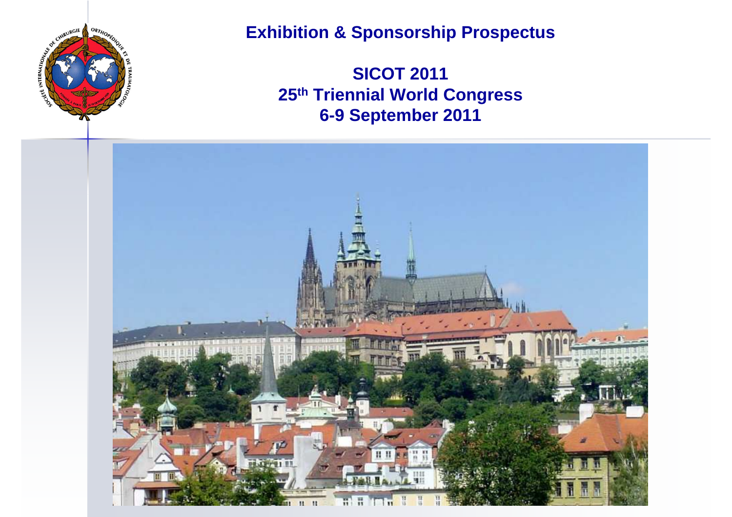# Exhibition & Sponsorship Prospectus

## SICOT 2011

## 25th Triennial World Congress

## 6-9 September 2011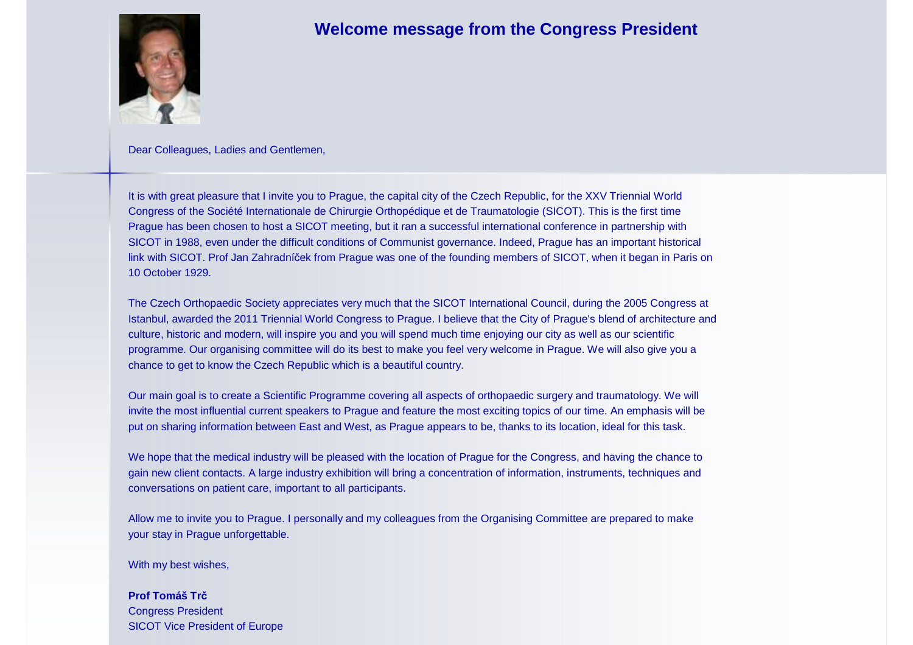# Welcome message from the Congress President

Dear Colleagues, Ladies and Gentlemen,

It is with great pleasure that I invite you to Prague, the capital city of the Czech Republic, for the XXV Triennial World Congress of the Société Internationale de Chirurgie Orthopédique et de Traumatologie (SICOT). This is the first time Prague has been chosen to host a SICOT meeting, but it ran a successful international conference in partnership with SICOT in 1988, even under the difficult conditions of Communist governance. Indeed, Prague has an important historical link with SICOT. Prof Jan Zahradníček from Prague was one of the founding members of SICOT, when it began in Paris on 10 October 1929.

The Czech Orthopaedic Society appreciates very much that the SICOT International Council, during the 2005 Congress at Istanbul, awarded the 2011 Triennial World Congress to Prague. I believe that the City of Prague's blend of architecture and culture, historic and modern, will inspire you and you will spend much time enjoying our city as well as our scientific programme. Our organising committee will do its best to make you feel very welcome in Prague. We will also give you a chance to get to know the Czech Republic which is a beautiful country.

Our main goal is to create a Scientific Programme covering all aspects of orthopaedic surgery and traumatology. We will invite the most influential current speakers to Prague and feature the most exciting topics of our time. An emphasis will be put on sharing information between East and West, as Prague appears to be, thanks to its location, ideal for this task.

We hope that the medical industry will be pleased with the location of Prague for the Congress, and having the chance to gain new client contacts. A large industry exhibition will bring a concentration of information, instruments, techniques and conversations on patient care, important to all participants.

Allow me to invite you to Prague. I personally and my colleagues from the Organising Committee are prepared to make your stay in Prague unforgettable.

With my best wishes,

**Prof Tomáš Trč**
Congress President
SICOT Vice President of Europe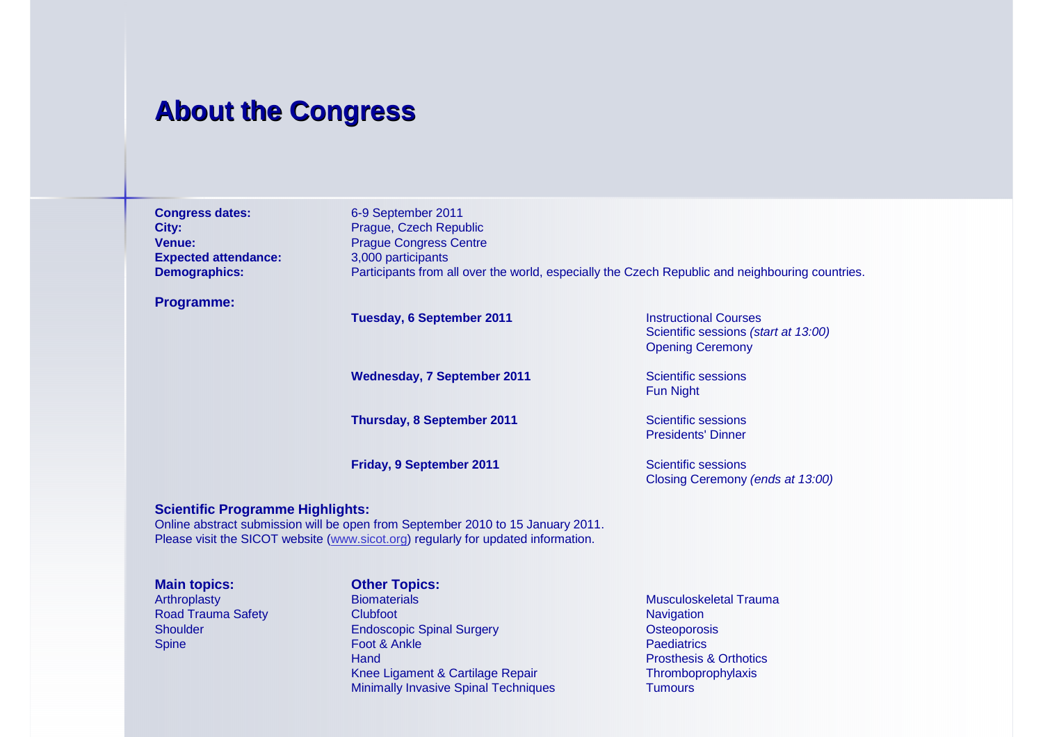# About the Congress

**Congress dates:** 6-9 September 2011
**City:** Prague, Czech Republic
**Venue:** Prague Congress Centre
**Expected attendance:** 3,000 participants
**Demographics:** Participants from all over the world, especially the Czech Republic and neighbouring countries.

**Programme:**

| | |
|---|---|
| **Tuesday, 6 September 2011** | Instructional Courses<br>Scientific sessions *(start at 13:00)*<br>Opening Ceremony |
| **Wednesday, 7 September 2011** | Scientific sessions<br>Fun Night |
| **Thursday, 8 September 2011** | Scientific sessions<br>Presidents' Dinner |
| **Friday, 9 September 2011** | Scientific sessions<br>Closing Ceremony *(ends at 13:00)* |

**Scientific Programme Highlights:**
Online abstract submission will be open from September 2010 to 15 January 2011.
Please visit the SICOT website (www.sicot.org) regularly for updated information.

**Main topics:**
- Arthroplasty
- Road Trauma Safety
- Shoulder
- Spine

**Other Topics:**
- Biomaterials
- Clubfoot
- Endoscopic Spinal Surgery
- Foot & Ankle
- Hand
- Knee Ligament & Cartilage Repair
- Minimally Invasive Spinal Techniques
- Musculoskeletal Trauma
- Navigation
- Osteoporosis
- Paediatrics
- Prosthesis & Orthotics
- Thromboprophylaxis
- Tumours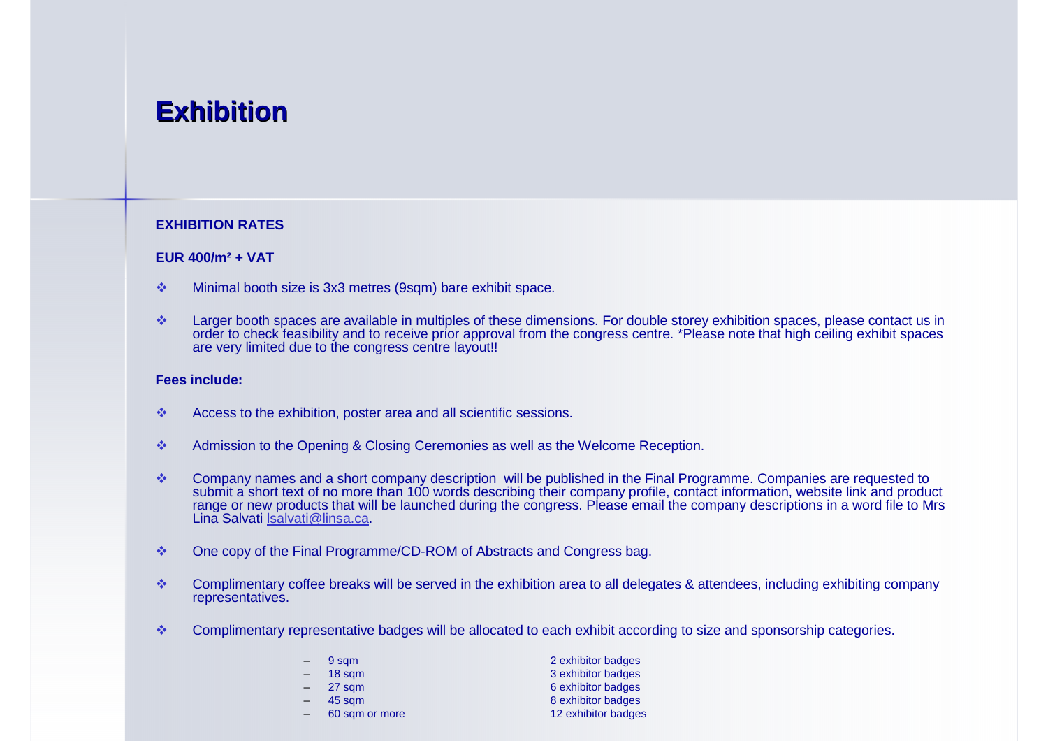# Exhibition

**EXHIBITION RATES**

**EUR 400/m² + VAT**

- Minimal booth size is 3x3 metres (9sqm) bare exhibit space.
- Larger booth spaces are available in multiples of these dimensions. For double storey exhibition spaces, please contact us in order to check feasibility and to receive prior approval from the congress centre. *Please note that high ceiling exhibit spaces are very limited due to the congress centre layout!!

**Fees include:**

- Access to the exhibition, poster area and all scientific sessions.
- Admission to the Opening & Closing Ceremonies as well as the Welcome Reception.
- Company names and a short company description will be published in the Final Programme. Companies are requested to submit a short text of no more than 100 words describing their company profile, contact information, website link and product range or new products that will be launched during the congress. Please email the company descriptions in a word file to Mrs Lina Salvati lsalvati@linsa.ca.
- One copy of the Final Programme/CD-ROM of Abstracts and Congress bag.
- Complimentary coffee breaks will be served in the exhibition area to all delegates & attendees, including exhibiting company representatives.
- Complimentary representative badges will be allocated to each exhibit according to size and sponsorship categories.
  - 9 sqm — 2 exhibitor badges
  - 18 sqm — 3 exhibitor badges
  - 27 sqm — 6 exhibitor badges
  - 45 sqm — 8 exhibitor badges
  - 60 sqm or more — 12 exhibitor badges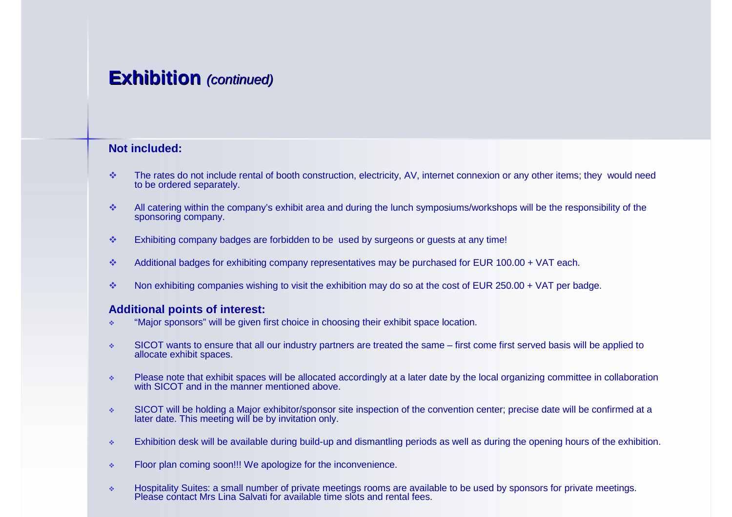# **Exhibition** *(continued)*

**Not included:**

- The rates do not include rental of booth construction, electricity, AV, internet connexion or any other items; they would need to be ordered separately.
- All catering within the company's exhibit area and during the lunch symposiums/workshops will be the responsibility of the sponsoring company.
- Exhibiting company badges are forbidden to be used by surgeons or guests at any time!
- Additional badges for exhibiting company representatives may be purchased for EUR 100.00 + VAT each.
- Non exhibiting companies wishing to visit the exhibition may do so at the cost of EUR 250.00 + VAT per badge.

**Additional points of interest:**

- "Major sponsors" will be given first choice in choosing their exhibit space location.
- SICOT wants to ensure that all our industry partners are treated the same – first come first served basis will be applied to allocate exhibit spaces.
- Please note that exhibit spaces will be allocated accordingly at a later date by the local organizing committee in collaboration with SICOT and in the manner mentioned above.
- SICOT will be holding a Major exhibitor/sponsor site inspection of the convention center; precise date will be confirmed at a later date. This meeting will be by invitation only.
- Exhibition desk will be available during build-up and dismantling periods as well as during the opening hours of the exhibition.
- Floor plan coming soon!!! We apologize for the inconvenience.
- Hospitality Suites: a small number of private meetings rooms are available to be used by sponsors for private meetings. Please contact Mrs Lina Salvati for available time slots and rental fees.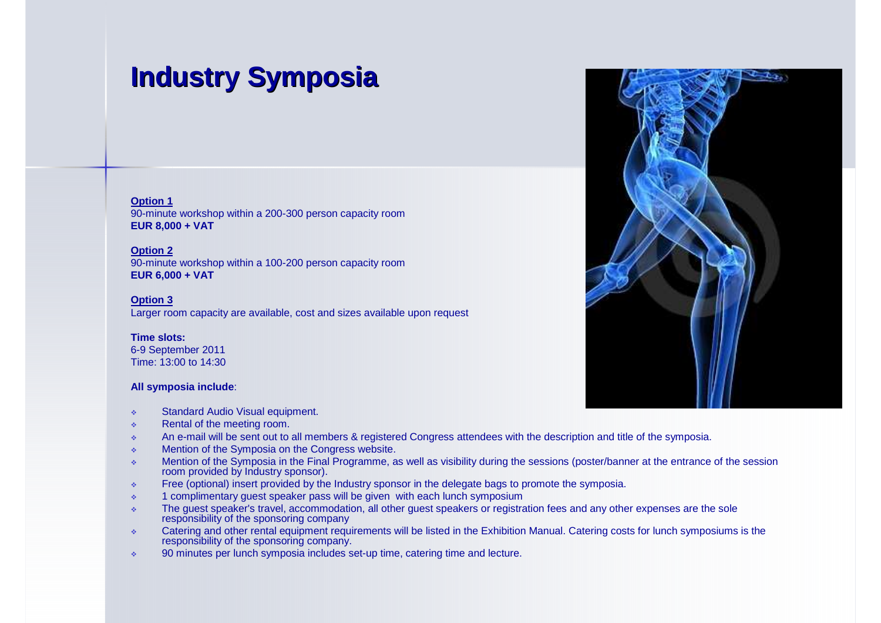# Industry Symposia

**Option 1**
90-minute workshop within a 200-300 person capacity room
**EUR 8,000 + VAT**

**Option 2**
90-minute workshop within a 100-200 person capacity room
**EUR 6,000 + VAT**

**Option 3**
Larger room capacity are available, cost and sizes available upon request

**Time slots:**
6-9 September 2011
Time: 13:00 to 14:30

**All symposia include**:

- Standard Audio Visual equipment.
- Rental of the meeting room.
- An e-mail will be sent out to all members & registered Congress attendees with the description and title of the symposia.
- Mention of the Symposia on the Congress website.
- Mention of the Symposia in the Final Programme, as well as visibility during the sessions (poster/banner at the entrance of the session room provided by Industry sponsor).
- Free (optional) insert provided by the Industry sponsor in the delegate bags to promote the symposia.
- 1 complimentary guest speaker pass will be given with each lunch symposium
- The guest speaker's travel, accommodation, all other guest speakers or registration fees and any other expenses are the sole responsibility of the sponsoring company
- Catering and other rental equipment requirements will be listed in the Exhibition Manual. Catering costs for lunch symposiums is the responsibility of the sponsoring company.
- 90 minutes per lunch symposia includes set-up time, catering time and lecture.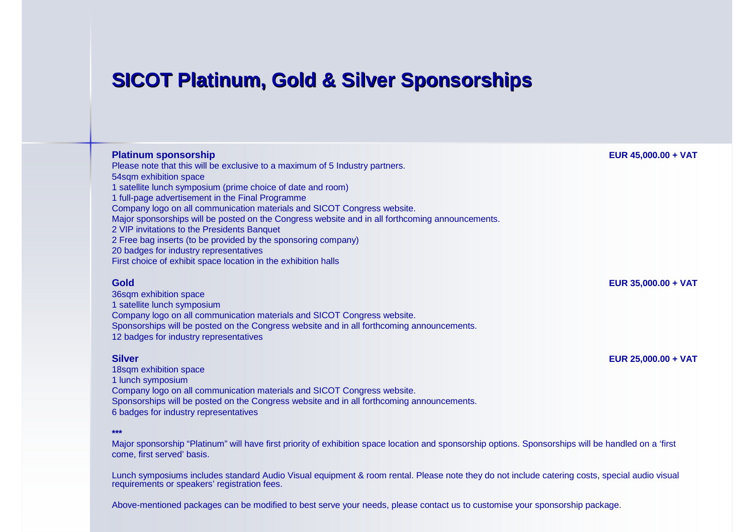# SICOT Platinum, Gold & Silver Sponsorships

**Platinum sponsorship** **EUR 45,000.00 + VAT**

Please note that this will be exclusive to a maximum of 5 Industry partners.
54sqm exhibition space
1 satellite lunch symposium (prime choice of date and room)
1 full-page advertisement in the Final Programme
Company logo on all communication materials and SICOT Congress website.
Major sponsorships will be posted on the Congress website and in all forthcoming announcements.
2 VIP invitations to the Presidents Banquet
2 Free bag inserts (to be provided by the sponsoring company)
20 badges for industry representatives
First choice of exhibit space location in the exhibition halls

**Gold** **EUR 35,000.00 + VAT**

36sqm exhibition space
1 satellite lunch symposium
Company logo on all communication materials and SICOT Congress website.
Sponsorships will be posted on the Congress website and in all forthcoming announcements.
12 badges for industry representatives

**Silver** **EUR 25,000.00 + VAT**

18sqm exhibition space
1 lunch symposium
Company logo on all communication materials and SICOT Congress website.
Sponsorships will be posted on the Congress website and in all forthcoming announcements.
6 badges for industry representatives

***

Major sponsorship "Platinum" will have first priority of exhibition space location and sponsorship options. Sponsorships will be handled on a 'first come, first served' basis.

Lunch symposiums includes standard Audio Visual equipment & room rental. Please note they do not include catering costs, special audio visual requirements or speakers' registration fees.

Above-mentioned packages can be modified to best serve your needs, please contact us to customise your sponsorship package.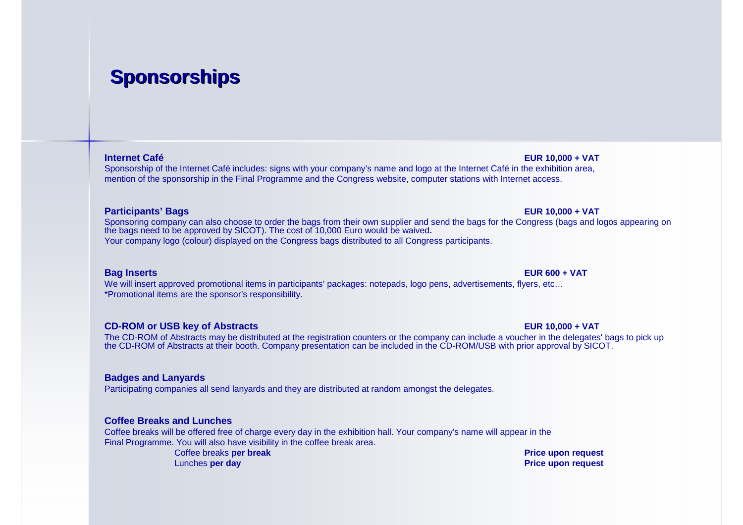# Sponsorships

**Internet Café** — **EUR 10,000 + VAT**

Sponsorship of the Internet Café includes: signs with your company's name and logo at the Internet Café in the exhibition area, mention of the sponsorship in the Final Programme and the Congress website, computer stations with Internet access.

**Participants' Bags** — **EUR 10,000 + VAT**

Sponsoring company can also choose to order the bags from their own supplier and send the bags for the Congress (bags and logos appearing on the bags need to be approved by SICOT). The cost of 10,000 Euro would be waived**.**

Your company logo (colour) displayed on the Congress bags distributed to all Congress participants.

**Bag Inserts** — **EUR 600 + VAT**

We will insert approved promotional items in participants' packages: notepads, logo pens, advertisements, flyers, etc…

*Promotional items are the sponsor's responsibility.

**CD-ROM or USB key of Abstracts** — **EUR 10,000 + VAT**

The CD-ROM of Abstracts may be distributed at the registration counters or the company can include a voucher in the delegates' bags to pick up the CD-ROM of Abstracts at their booth. Company presentation can be included in the CD-ROM/USB with prior approval by SICOT.

**Badges and Lanyards**

Participating companies all send lanyards and they are distributed at random amongst the delegates.

**Coffee Breaks and Lunches**

Coffee breaks will be offered free of charge every day in the exhibition hall. Your company's name will appear in the Final Programme. You will also have visibility in the coffee break area.

| | |
|---|---|
| Coffee breaks **per break** | **Price upon request** |
| Lunches **per day** | **Price upon request** |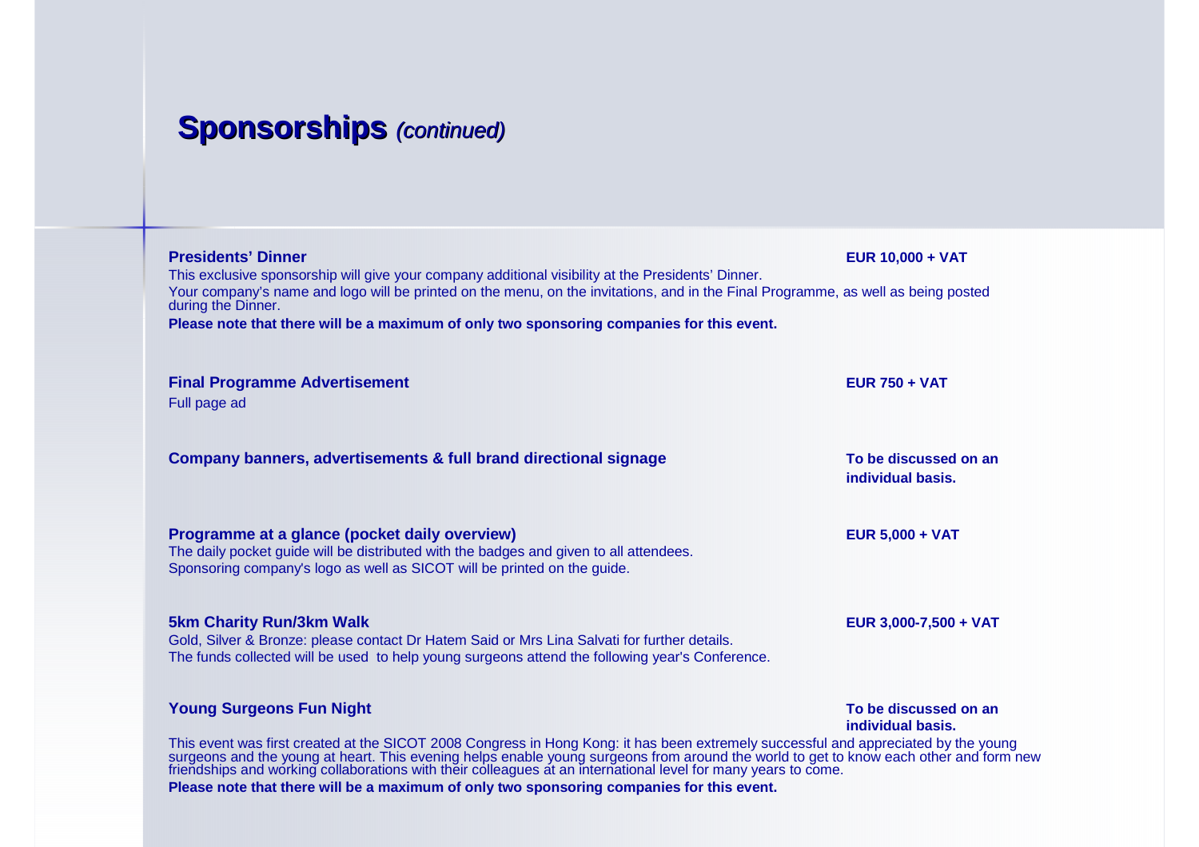# **Sponsorships** *(continued)*

**Presidents' Dinner** — **EUR 10,000 + VAT**

This exclusive sponsorship will give your company additional visibility at the Presidents' Dinner.

Your company's name and logo will be printed on the menu, on the invitations, and in the Final Programme, as well as being posted during the Dinner.

**Please note that there will be a maximum of only two sponsoring companies for this event.**

**Final Programme Advertisement** — **EUR 750 + VAT**

Full page ad

**Company banners, advertisements & full brand directional signage** — **To be discussed on an individual basis.**

**Programme at a glance (pocket daily overview)** — **EUR 5,000 + VAT**

The daily pocket guide will be distributed with the badges and given to all attendees.
Sponsoring company's logo as well as SICOT will be printed on the guide.

**5km Charity Run/3km Walk** — **EUR 3,000-7,500 + VAT**

Gold, Silver & Bronze: please contact Dr Hatem Said or Mrs Lina Salvati for further details.
The funds collected will be used to help young surgeons attend the following year's Conference.

**Young Surgeons Fun Night** — **To be discussed on an individual basis.**

This event was first created at the SICOT 2008 Congress in Hong Kong: it has been extremely successful and appreciated by the young surgeons and the young at heart. This evening helps enable young surgeons from around the world to get to know each other and form new friendships and working collaborations with their colleagues at an international level for many years to come.

**Please note that there will be a maximum of only two sponsoring companies for this event.**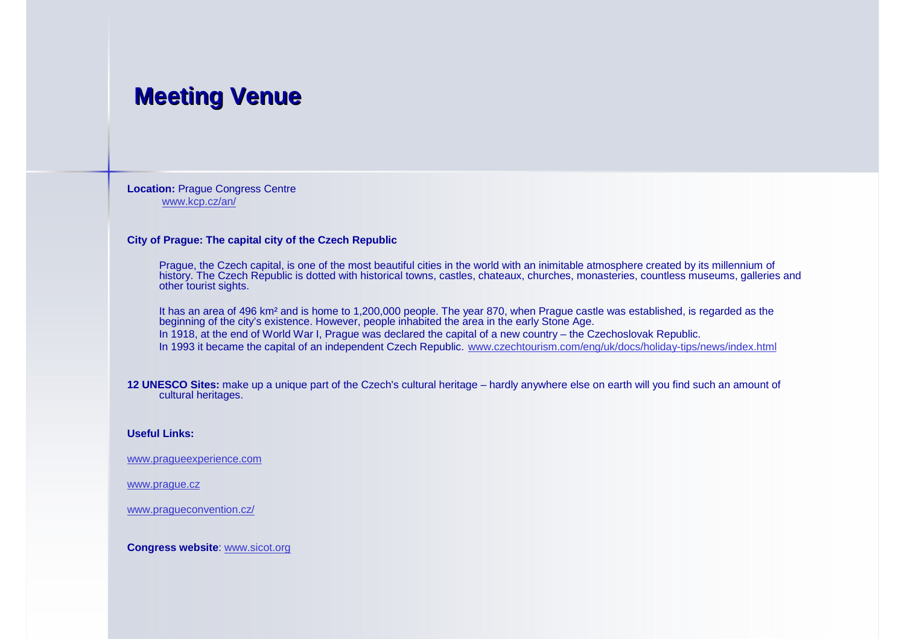# Meeting Venue

**Location:** Prague Congress Centre
www.kcp.cz/an/

**City of Prague: The capital city of the Czech Republic**

Prague, the Czech capital, is one of the most beautiful cities in the world with an inimitable atmosphere created by its millennium of history. The Czech Republic is dotted with historical towns, castles, chateaux, churches, monasteries, countless museums, galleries and other tourist sights.

It has an area of 496 km² and is home to 1,200,000 people. The year 870, when Prague castle was established, is regarded as the beginning of the city's existence. However, people inhabited the area in the early Stone Age.

In 1918, at the end of World War I, Prague was declared the capital of a new country – the Czechoslovak Republic.

In 1993 it became the capital of an independent Czech Republic. www.czechtourism.com/eng/uk/docs/holiday-tips/news/index.html

**12 UNESCO Sites:** make up a unique part of the Czech's cultural heritage – hardly anywhere else on earth will you find such an amount of cultural heritages.

**Useful Links:**

www.pragueexperience.com

www.prague.cz

www.pragueconvention.cz/

**Congress website**: www.sicot.org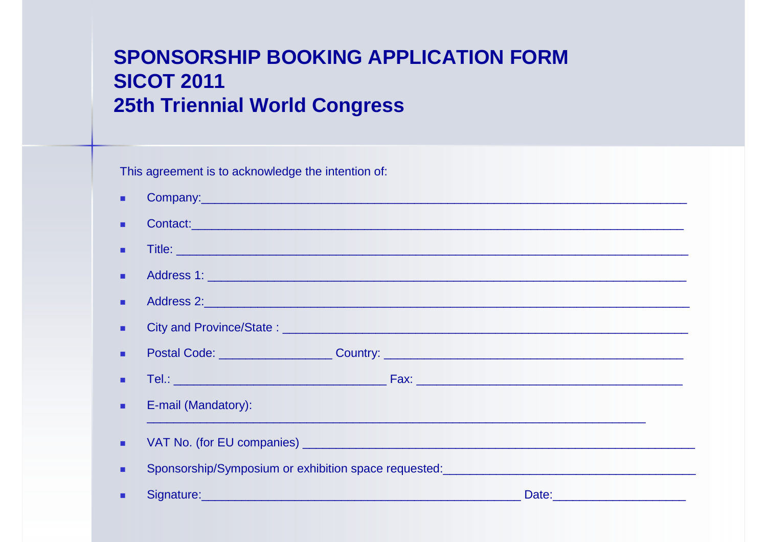# SPONSORSHIP BOOKING APPLICATION FORM
# SICOT 2011
# 25th Triennial World Congress

This agreement is to acknowledge the intention of:

- Company:___________________________________________________________________
- Contact:___________________________________________________________________
- Title: _____________________________________________________________________
- Address 1: _________________________________________________________________
- Address 2:__________________________________________________________________
- City and Province/State : ____________________________________________________
- Postal Code: ________________ Country: __________________________________________
- Tel.: _______________________________ Fax: _______________________________________
- E-mail (Mandatory): ____________________________________________________________
- VAT No. (for EU companies) ____________________________________________________
- Sponsorship/Symposium or exhibition space requested:_____________________________________
- Signature:______________________________________________ Date:___________________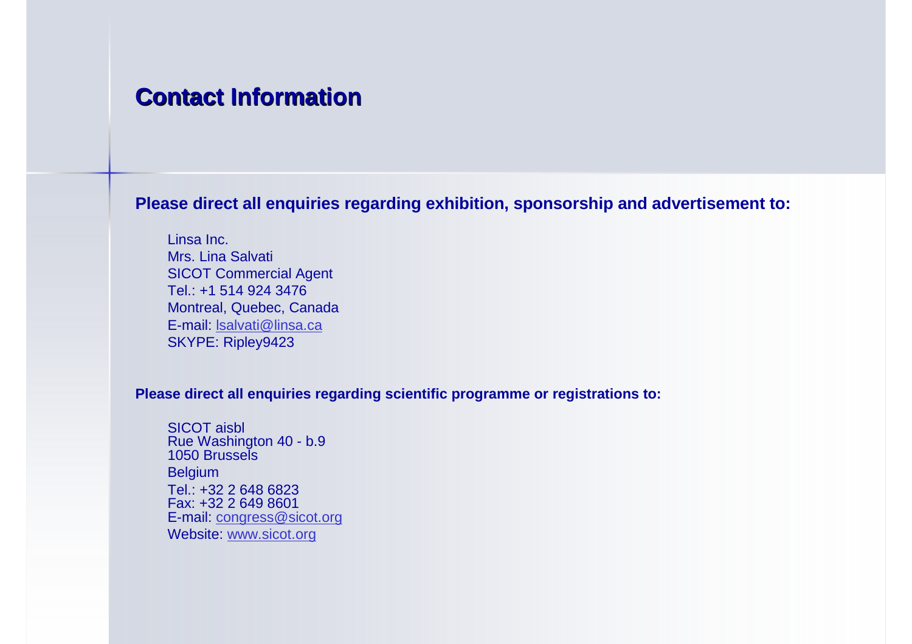# Contact Information

**Please direct all enquiries regarding exhibition, sponsorship and advertisement to:**

Linsa Inc.
Mrs. Lina Salvati
SICOT Commercial Agent
Tel.: +1 514 924 3476
Montreal, Quebec, Canada
E-mail: lsalvati@linsa.ca
SKYPE: Ripley9423

**Please direct all enquiries regarding scientific programme or registrations to:**

SICOT aisbl
Rue Washington 40 - b.9
1050 Brussels
Belgium
Tel.: +32 2 648 6823
Fax: +32 2 649 8601
E-mail: congress@sicot.org
Website: www.sicot.org